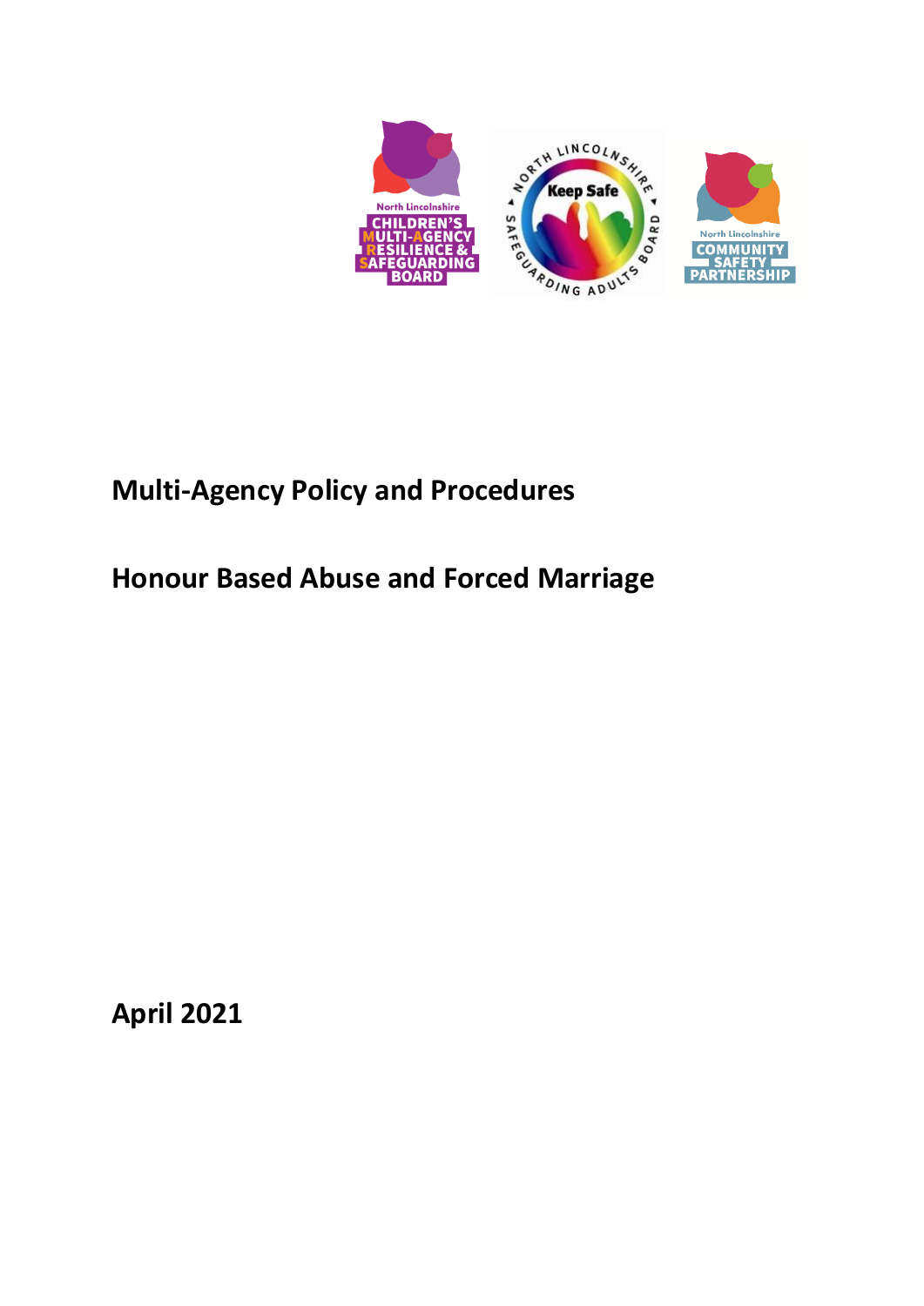# Multi-Agency Policy and Procedures

# Honour Based Abuse and Forced Marriage

**April 2021**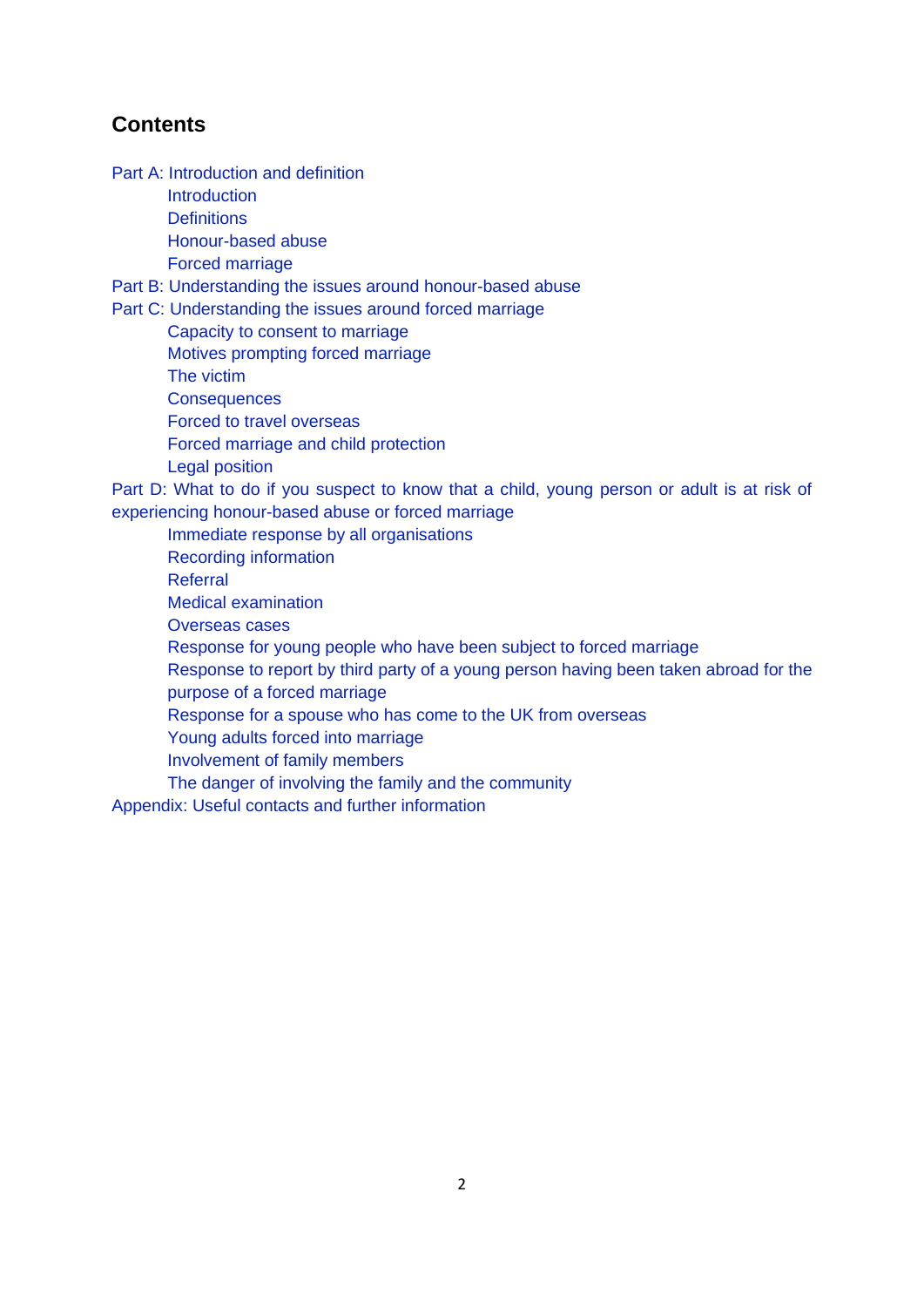## Contents

- Part A: Introduction and definition
  - Introduction
  - Definitions
  - Honour-based abuse
  - Forced marriage
- Part B: Understanding the issues around honour-based abuse
- Part C: Understanding the issues around forced marriage
  - Capacity to consent to marriage
  - Motives prompting forced marriage
  - The victim
  - Consequences
  - Forced to travel overseas
  - Forced marriage and child protection
  - Legal position
- Part D: What to do if you suspect to know that a child, young person or adult is at risk of experiencing honour-based abuse or forced marriage
  - Immediate response by all organisations
  - Recording information
  - Referral
  - Medical examination
  - Overseas cases
  - Response for young people who have been subject to forced marriage
  - Response to report by third party of a young person having been taken abroad for the purpose of a forced marriage
  - Response for a spouse who has come to the UK from overseas
  - Young adults forced into marriage
  - Involvement of family members
  - The danger of involving the family and the community
- Appendix: Useful contacts and further information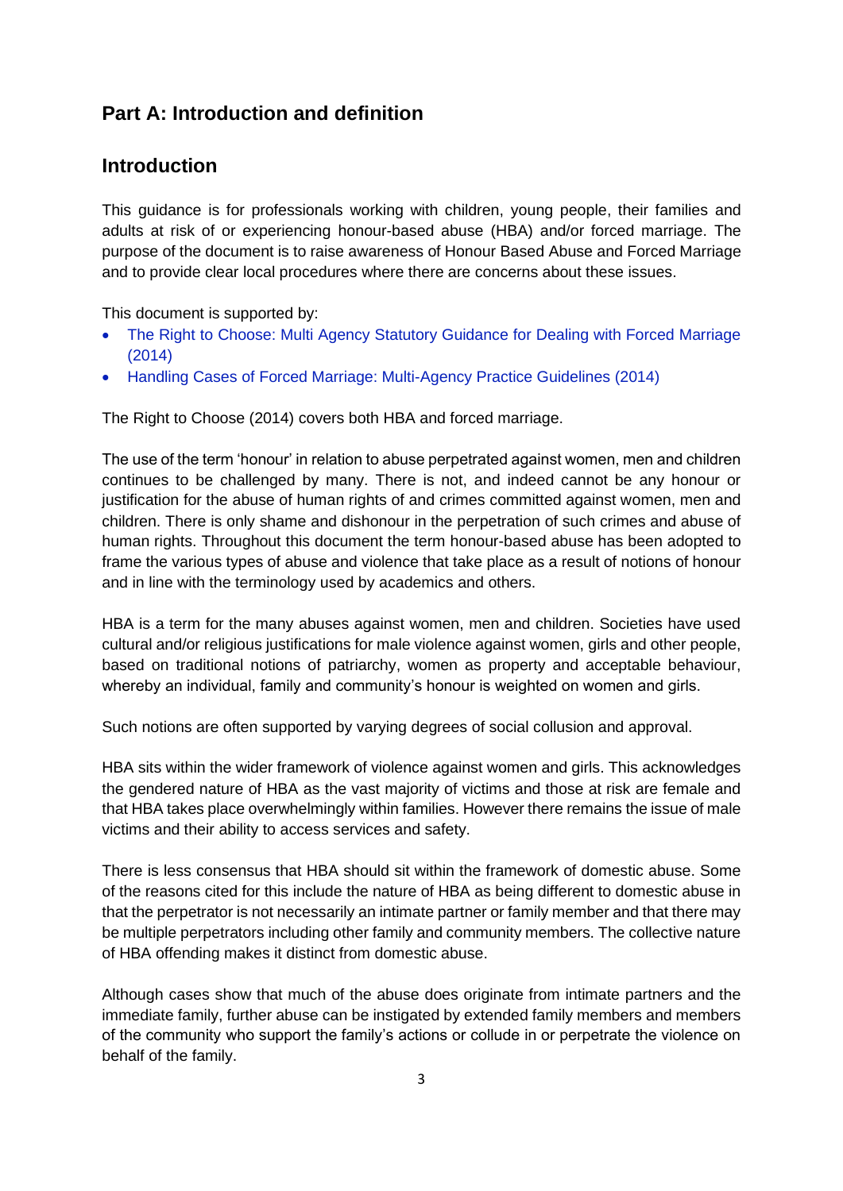# Part A: Introduction and definition

## Introduction

This guidance is for professionals working with children, young people, their families and adults at risk of or experiencing honour-based abuse (HBA) and/or forced marriage. The purpose of the document is to raise awareness of Honour Based Abuse and Forced Marriage and to provide clear local procedures where there are concerns about these issues.

This document is supported by:

- The Right to Choose: Multi Agency Statutory Guidance for Dealing with Forced Marriage (2014)
- Handling Cases of Forced Marriage: Multi-Agency Practice Guidelines (2014)

The Right to Choose (2014) covers both HBA and forced marriage.

The use of the term 'honour' in relation to abuse perpetrated against women, men and children continues to be challenged by many. There is not, and indeed cannot be any honour or justification for the abuse of human rights of and crimes committed against women, men and children. There is only shame and dishonour in the perpetration of such crimes and abuse of human rights. Throughout this document the term honour-based abuse has been adopted to frame the various types of abuse and violence that take place as a result of notions of honour and in line with the terminology used by academics and others.

HBA is a term for the many abuses against women, men and children. Societies have used cultural and/or religious justifications for male violence against women, girls and other people, based on traditional notions of patriarchy, women as property and acceptable behaviour, whereby an individual, family and community's honour is weighted on women and girls.

Such notions are often supported by varying degrees of social collusion and approval.

HBA sits within the wider framework of violence against women and girls. This acknowledges the gendered nature of HBA as the vast majority of victims and those at risk are female and that HBA takes place overwhelmingly within families. However there remains the issue of male victims and their ability to access services and safety.

There is less consensus that HBA should sit within the framework of domestic abuse. Some of the reasons cited for this include the nature of HBA as being different to domestic abuse in that the perpetrator is not necessarily an intimate partner or family member and that there may be multiple perpetrators including other family and community members. The collective nature of HBA offending makes it distinct from domestic abuse.

Although cases show that much of the abuse does originate from intimate partners and the immediate family, further abuse can be instigated by extended family members and members of the community who support the family's actions or collude in or perpetrate the violence on behalf of the family.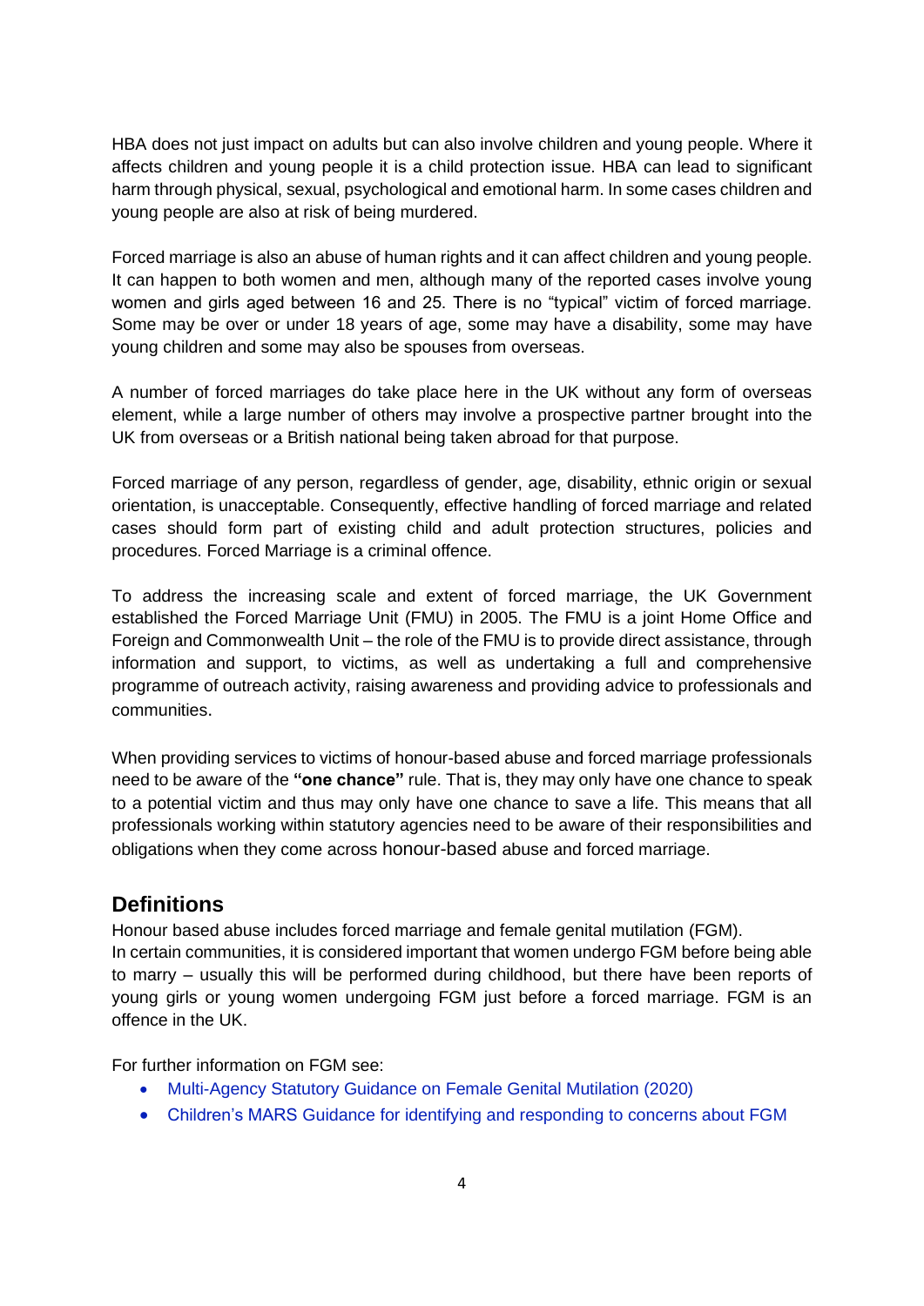HBA does not just impact on adults but can also involve children and young people. Where it affects children and young people it is a child protection issue. HBA can lead to significant harm through physical, sexual, psychological and emotional harm. In some cases children and young people are also at risk of being murdered.

Forced marriage is also an abuse of human rights and it can affect children and young people. It can happen to both women and men, although many of the reported cases involve young women and girls aged between 16 and 25. There is no "typical" victim of forced marriage. Some may be over or under 18 years of age, some may have a disability, some may have young children and some may also be spouses from overseas.

A number of forced marriages do take place here in the UK without any form of overseas element, while a large number of others may involve a prospective partner brought into the UK from overseas or a British national being taken abroad for that purpose.

Forced marriage of any person, regardless of gender, age, disability, ethnic origin or sexual orientation, is unacceptable. Consequently, effective handling of forced marriage and related cases should form part of existing child and adult protection structures, policies and procedures. Forced Marriage is a criminal offence.

To address the increasing scale and extent of forced marriage, the UK Government established the Forced Marriage Unit (FMU) in 2005. The FMU is a joint Home Office and Foreign and Commonwealth Unit – the role of the FMU is to provide direct assistance, through information and support, to victims, as well as undertaking a full and comprehensive programme of outreach activity, raising awareness and providing advice to professionals and communities.

When providing services to victims of honour-based abuse and forced marriage professionals need to be aware of the **"one chance"** rule. That is, they may only have one chance to speak to a potential victim and thus may only have one chance to save a life. This means that all professionals working within statutory agencies need to be aware of their responsibilities and obligations when they come across honour-based abuse and forced marriage.

## Definitions

Honour based abuse includes forced marriage and female genital mutilation (FGM).
In certain communities, it is considered important that women undergo FGM before being able to marry – usually this will be performed during childhood, but there have been reports of young girls or young women undergoing FGM just before a forced marriage. FGM is an offence in the UK.

For further information on FGM see:

- Multi-Agency Statutory Guidance on Female Genital Mutilation (2020)
- Children's MARS Guidance for identifying and responding to concerns about FGM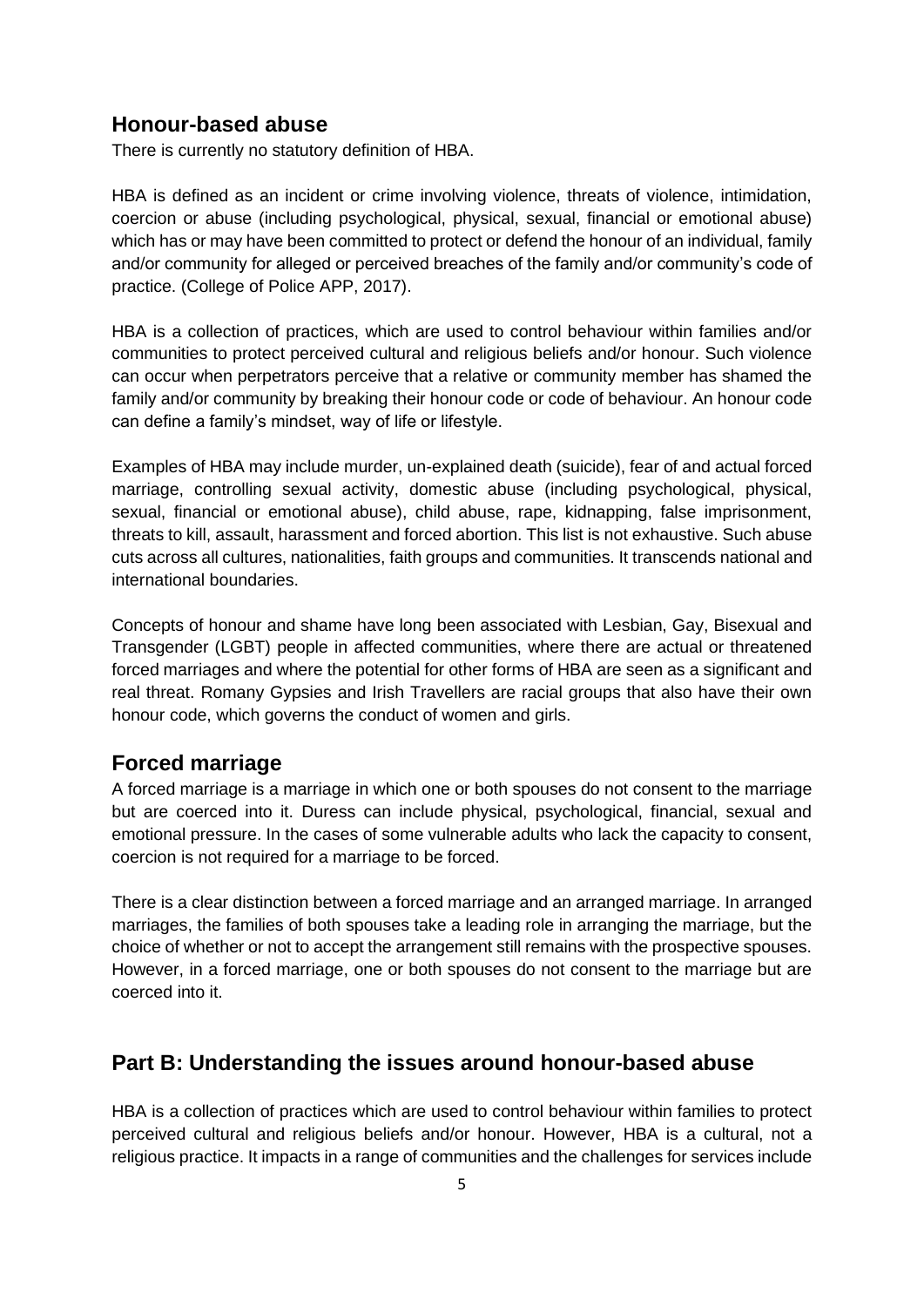## Honour-based abuse

There is currently no statutory definition of HBA.

HBA is defined as an incident or crime involving violence, threats of violence, intimidation, coercion or abuse (including psychological, physical, sexual, financial or emotional abuse) which has or may have been committed to protect or defend the honour of an individual, family and/or community for alleged or perceived breaches of the family and/or community's code of practice. (College of Police APP, 2017).

HBA is a collection of practices, which are used to control behaviour within families and/or communities to protect perceived cultural and religious beliefs and/or honour. Such violence can occur when perpetrators perceive that a relative or community member has shamed the family and/or community by breaking their honour code or code of behaviour. An honour code can define a family's mindset, way of life or lifestyle.

Examples of HBA may include murder, un-explained death (suicide), fear of and actual forced marriage, controlling sexual activity, domestic abuse (including psychological, physical, sexual, financial or emotional abuse), child abuse, rape, kidnapping, false imprisonment, threats to kill, assault, harassment and forced abortion. This list is not exhaustive. Such abuse cuts across all cultures, nationalities, faith groups and communities. It transcends national and international boundaries.

Concepts of honour and shame have long been associated with Lesbian, Gay, Bisexual and Transgender (LGBT) people in affected communities, where there are actual or threatened forced marriages and where the potential for other forms of HBA are seen as a significant and real threat. Romany Gypsies and Irish Travellers are racial groups that also have their own honour code, which governs the conduct of women and girls.

## Forced marriage

A forced marriage is a marriage in which one or both spouses do not consent to the marriage but are coerced into it. Duress can include physical, psychological, financial, sexual and emotional pressure. In the cases of some vulnerable adults who lack the capacity to consent, coercion is not required for a marriage to be forced.

There is a clear distinction between a forced marriage and an arranged marriage. In arranged marriages, the families of both spouses take a leading role in arranging the marriage, but the choice of whether or not to accept the arrangement still remains with the prospective spouses. However, in a forced marriage, one or both spouses do not consent to the marriage but are coerced into it.

## Part B: Understanding the issues around honour-based abuse

HBA is a collection of practices which are used to control behaviour within families to protect perceived cultural and religious beliefs and/or honour. However, HBA is a cultural, not a religious practice. It impacts in a range of communities and the challenges for services include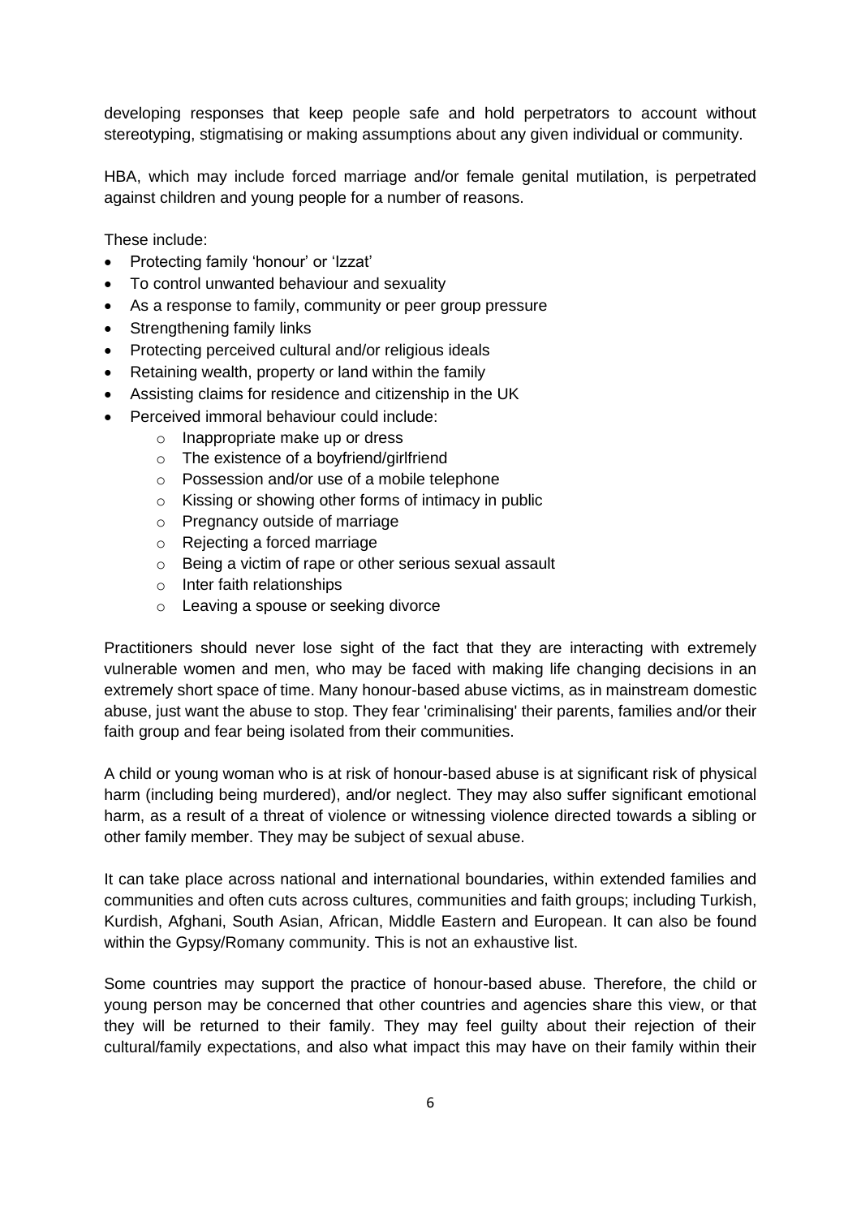developing responses that keep people safe and hold perpetrators to account without stereotyping, stigmatising or making assumptions about any given individual or community.

HBA, which may include forced marriage and/or female genital mutilation, is perpetrated against children and young people for a number of reasons.

These include:

- Protecting family 'honour' or 'Izzat'
- To control unwanted behaviour and sexuality
- As a response to family, community or peer group pressure
- Strengthening family links
- Protecting perceived cultural and/or religious ideals
- Retaining wealth, property or land within the family
- Assisting claims for residence and citizenship in the UK
- Perceived immoral behaviour could include:
    - Inappropriate make up or dress
    - The existence of a boyfriend/girlfriend
    - Possession and/or use of a mobile telephone
    - Kissing or showing other forms of intimacy in public
    - Pregnancy outside of marriage
    - Rejecting a forced marriage
    - Being a victim of rape or other serious sexual assault
    - Inter faith relationships
    - Leaving a spouse or seeking divorce

Practitioners should never lose sight of the fact that they are interacting with extremely vulnerable women and men, who may be faced with making life changing decisions in an extremely short space of time. Many honour-based abuse victims, as in mainstream domestic abuse, just want the abuse to stop. They fear 'criminalising' their parents, families and/or their faith group and fear being isolated from their communities.

A child or young woman who is at risk of honour-based abuse is at significant risk of physical harm (including being murdered), and/or neglect. They may also suffer significant emotional harm, as a result of a threat of violence or witnessing violence directed towards a sibling or other family member. They may be subject of sexual abuse.

It can take place across national and international boundaries, within extended families and communities and often cuts across cultures, communities and faith groups; including Turkish, Kurdish, Afghani, South Asian, African, Middle Eastern and European. It can also be found within the Gypsy/Romany community. This is not an exhaustive list.

Some countries may support the practice of honour-based abuse. Therefore, the child or young person may be concerned that other countries and agencies share this view, or that they will be returned to their family. They may feel guilty about their rejection of their cultural/family expectations, and also what impact this may have on their family within their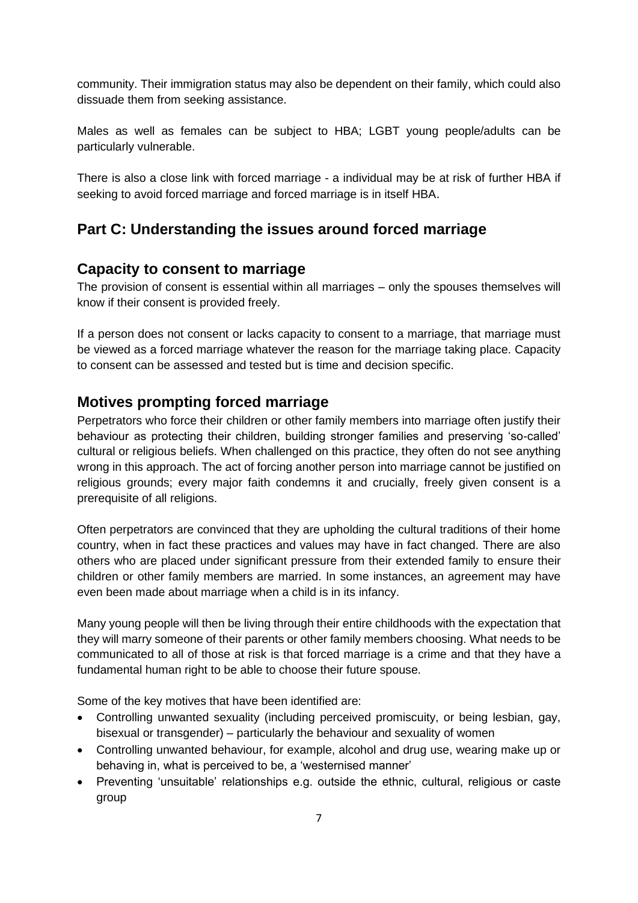community. Their immigration status may also be dependent on their family, which could also dissuade them from seeking assistance.

Males as well as females can be subject to HBA; LGBT young people/adults can be particularly vulnerable.

There is also a close link with forced marriage - a individual may be at risk of further HBA if seeking to avoid forced marriage and forced marriage is in itself HBA.

## Part C: Understanding the issues around forced marriage

### Capacity to consent to marriage

The provision of consent is essential within all marriages – only the spouses themselves will know if their consent is provided freely.

If a person does not consent or lacks capacity to consent to a marriage, that marriage must be viewed as a forced marriage whatever the reason for the marriage taking place. Capacity to consent can be assessed and tested but is time and decision specific.

### Motives prompting forced marriage

Perpetrators who force their children or other family members into marriage often justify their behaviour as protecting their children, building stronger families and preserving 'so-called' cultural or religious beliefs. When challenged on this practice, they often do not see anything wrong in this approach. The act of forcing another person into marriage cannot be justified on religious grounds; every major faith condemns it and crucially, freely given consent is a prerequisite of all religions.

Often perpetrators are convinced that they are upholding the cultural traditions of their home country, when in fact these practices and values may have in fact changed. There are also others who are placed under significant pressure from their extended family to ensure their children or other family members are married. In some instances, an agreement may have even been made about marriage when a child is in its infancy.

Many young people will then be living through their entire childhoods with the expectation that they will marry someone of their parents or other family members choosing. What needs to be communicated to all of those at risk is that forced marriage is a crime and that they have a fundamental human right to be able to choose their future spouse.

Some of the key motives that have been identified are:

- Controlling unwanted sexuality (including perceived promiscuity, or being lesbian, gay, bisexual or transgender) – particularly the behaviour and sexuality of women
- Controlling unwanted behaviour, for example, alcohol and drug use, wearing make up or behaving in, what is perceived to be, a 'westernised manner'
- Preventing 'unsuitable' relationships e.g. outside the ethnic, cultural, religious or caste group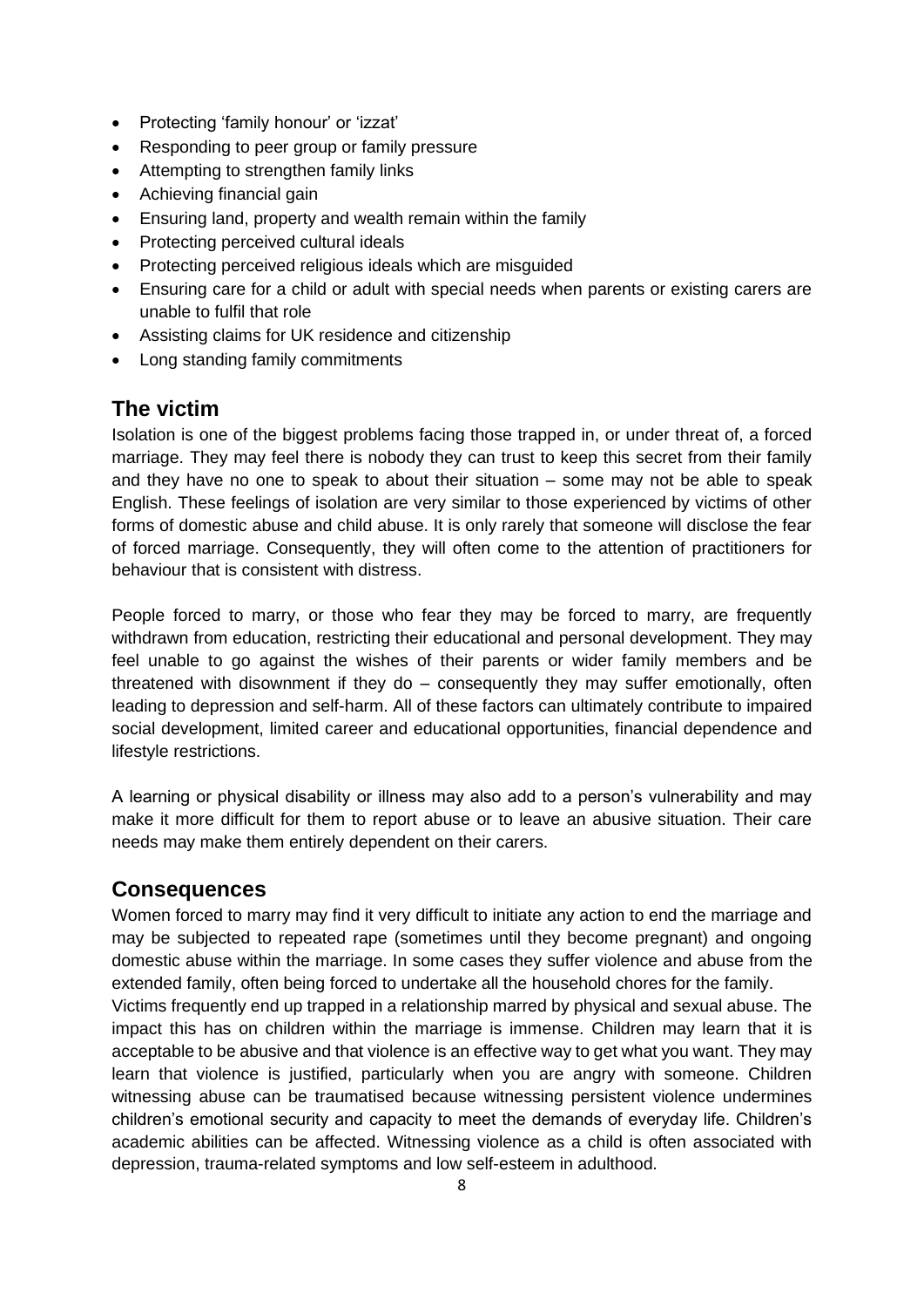- Protecting 'family honour' or 'izzat'
- Responding to peer group or family pressure
- Attempting to strengthen family links
- Achieving financial gain
- Ensuring land, property and wealth remain within the family
- Protecting perceived cultural ideals
- Protecting perceived religious ideals which are misguided
- Ensuring care for a child or adult with special needs when parents or existing carers are unable to fulfil that role
- Assisting claims for UK residence and citizenship
- Long standing family commitments

## The victim

Isolation is one of the biggest problems facing those trapped in, or under threat of, a forced marriage. They may feel there is nobody they can trust to keep this secret from their family and they have no one to speak to about their situation – some may not be able to speak English. These feelings of isolation are very similar to those experienced by victims of other forms of domestic abuse and child abuse. It is only rarely that someone will disclose the fear of forced marriage. Consequently, they will often come to the attention of practitioners for behaviour that is consistent with distress.

People forced to marry, or those who fear they may be forced to marry, are frequently withdrawn from education, restricting their educational and personal development. They may feel unable to go against the wishes of their parents or wider family members and be threatened with disownment if they do – consequently they may suffer emotionally, often leading to depression and self-harm. All of these factors can ultimately contribute to impaired social development, limited career and educational opportunities, financial dependence and lifestyle restrictions.

A learning or physical disability or illness may also add to a person's vulnerability and may make it more difficult for them to report abuse or to leave an abusive situation. Their care needs may make them entirely dependent on their carers.

## Consequences

Women forced to marry may find it very difficult to initiate any action to end the marriage and may be subjected to repeated rape (sometimes until they become pregnant) and ongoing domestic abuse within the marriage. In some cases they suffer violence and abuse from the extended family, often being forced to undertake all the household chores for the family.

Victims frequently end up trapped in a relationship marred by physical and sexual abuse. The impact this has on children within the marriage is immense. Children may learn that it is acceptable to be abusive and that violence is an effective way to get what you want. They may learn that violence is justified, particularly when you are angry with someone. Children witnessing abuse can be traumatised because witnessing persistent violence undermines children's emotional security and capacity to meet the demands of everyday life. Children's academic abilities can be affected. Witnessing violence as a child is often associated with depression, trauma-related symptoms and low self-esteem in adulthood.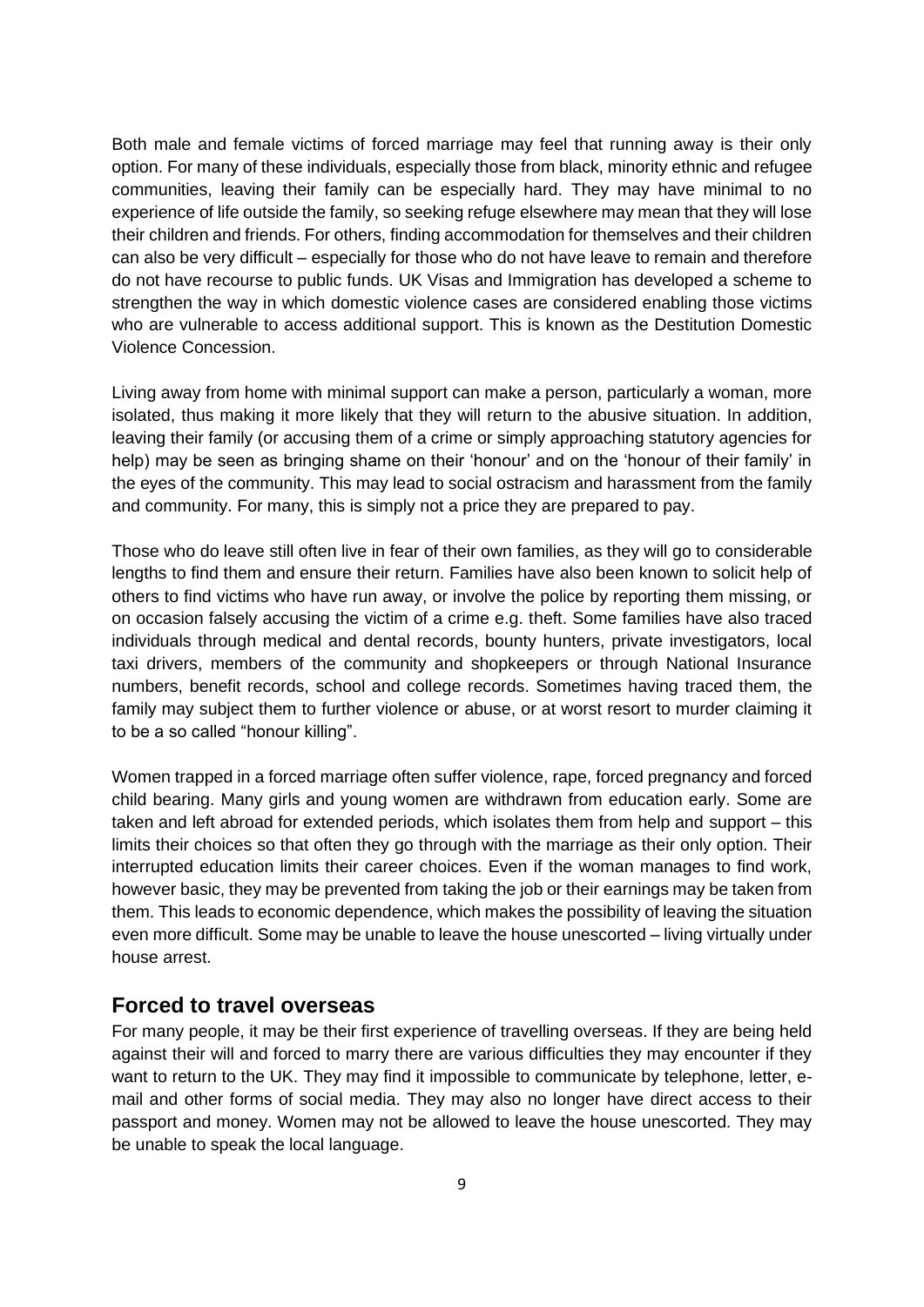Both male and female victims of forced marriage may feel that running away is their only option. For many of these individuals, especially those from black, minority ethnic and refugee communities, leaving their family can be especially hard. They may have minimal to no experience of life outside the family, so seeking refuge elsewhere may mean that they will lose their children and friends. For others, finding accommodation for themselves and their children can also be very difficult – especially for those who do not have leave to remain and therefore do not have recourse to public funds. UK Visas and Immigration has developed a scheme to strengthen the way in which domestic violence cases are considered enabling those victims who are vulnerable to access additional support. This is known as the Destitution Domestic Violence Concession.

Living away from home with minimal support can make a person, particularly a woman, more isolated, thus making it more likely that they will return to the abusive situation. In addition, leaving their family (or accusing them of a crime or simply approaching statutory agencies for help) may be seen as bringing shame on their 'honour' and on the 'honour of their family' in the eyes of the community. This may lead to social ostracism and harassment from the family and community. For many, this is simply not a price they are prepared to pay.

Those who do leave still often live in fear of their own families, as they will go to considerable lengths to find them and ensure their return. Families have also been known to solicit help of others to find victims who have run away, or involve the police by reporting them missing, or on occasion falsely accusing the victim of a crime e.g. theft. Some families have also traced individuals through medical and dental records, bounty hunters, private investigators, local taxi drivers, members of the community and shopkeepers or through National Insurance numbers, benefit records, school and college records. Sometimes having traced them, the family may subject them to further violence or abuse, or at worst resort to murder claiming it to be a so called "honour killing".

Women trapped in a forced marriage often suffer violence, rape, forced pregnancy and forced child bearing. Many girls and young women are withdrawn from education early. Some are taken and left abroad for extended periods, which isolates them from help and support – this limits their choices so that often they go through with the marriage as their only option. Their interrupted education limits their career choices. Even if the woman manages to find work, however basic, they may be prevented from taking the job or their earnings may be taken from them. This leads to economic dependence, which makes the possibility of leaving the situation even more difficult. Some may be unable to leave the house unescorted – living virtually under house arrest.

## Forced to travel overseas

For many people, it may be their first experience of travelling overseas. If they are being held against their will and forced to marry there are various difficulties they may encounter if they want to return to the UK. They may find it impossible to communicate by telephone, letter, e-mail and other forms of social media. They may also no longer have direct access to their passport and money. Women may not be allowed to leave the house unescorted. They may be unable to speak the local language.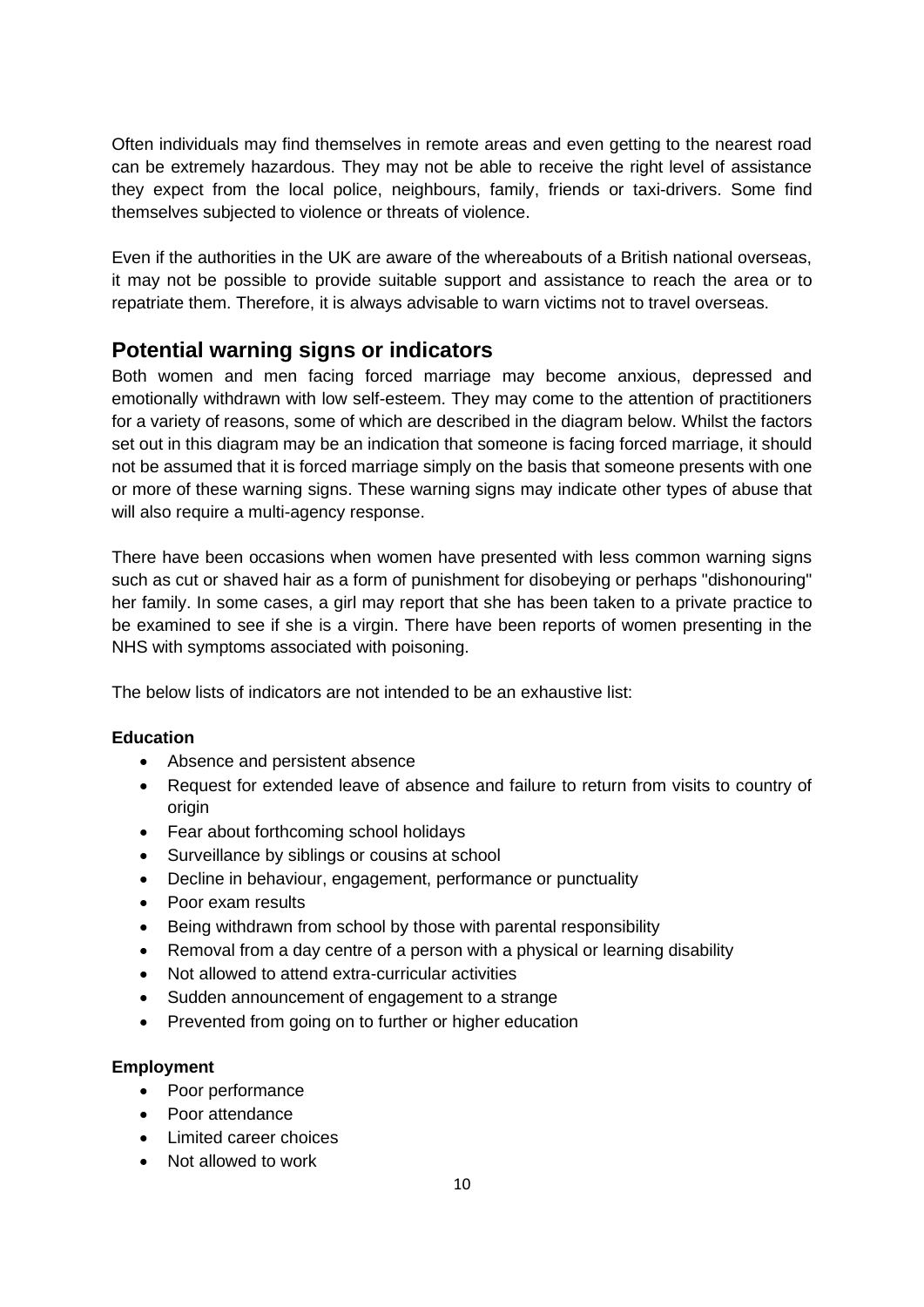Often individuals may find themselves in remote areas and even getting to the nearest road can be extremely hazardous. They may not be able to receive the right level of assistance they expect from the local police, neighbours, family, friends or taxi-drivers. Some find themselves subjected to violence or threats of violence.

Even if the authorities in the UK are aware of the whereabouts of a British national overseas, it may not be possible to provide suitable support and assistance to reach the area or to repatriate them. Therefore, it is always advisable to warn victims not to travel overseas.

## Potential warning signs or indicators

Both women and men facing forced marriage may become anxious, depressed and emotionally withdrawn with low self-esteem. They may come to the attention of practitioners for a variety of reasons, some of which are described in the diagram below. Whilst the factors set out in this diagram may be an indication that someone is facing forced marriage, it should not be assumed that it is forced marriage simply on the basis that someone presents with one or more of these warning signs. These warning signs may indicate other types of abuse that will also require a multi-agency response.

There have been occasions when women have presented with less common warning signs such as cut or shaved hair as a form of punishment for disobeying or perhaps "dishonouring" her family. In some cases, a girl may report that she has been taken to a private practice to be examined to see if she is a virgin. There have been reports of women presenting in the NHS with symptoms associated with poisoning.

The below lists of indicators are not intended to be an exhaustive list:

**Education**

- Absence and persistent absence
- Request for extended leave of absence and failure to return from visits to country of origin
- Fear about forthcoming school holidays
- Surveillance by siblings or cousins at school
- Decline in behaviour, engagement, performance or punctuality
- Poor exam results
- Being withdrawn from school by those with parental responsibility
- Removal from a day centre of a person with a physical or learning disability
- Not allowed to attend extra-curricular activities
- Sudden announcement of engagement to a strange
- Prevented from going on to further or higher education

**Employment**

- Poor performance
- Poor attendance
- Limited career choices
- Not allowed to work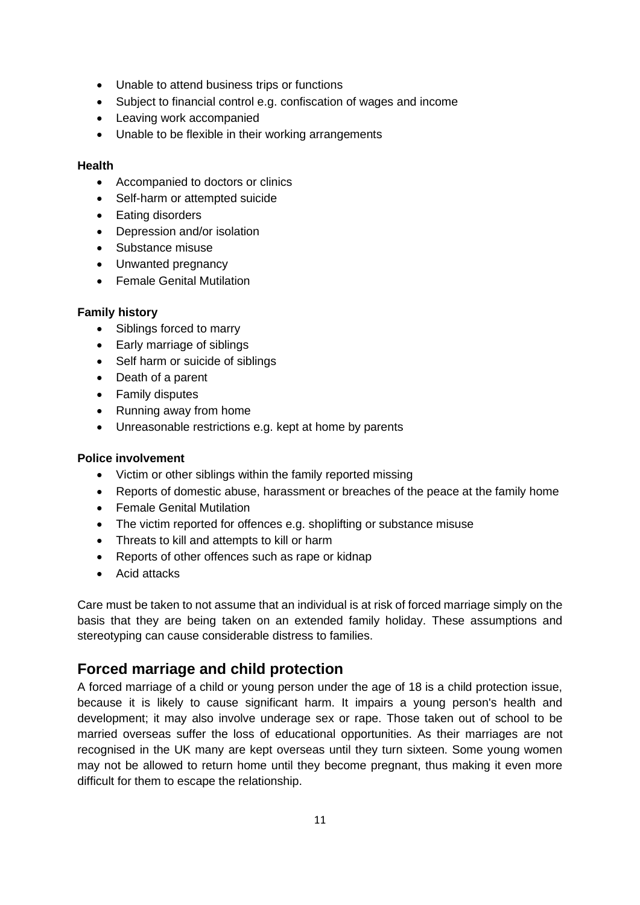- Unable to attend business trips or functions
- Subject to financial control e.g. confiscation of wages and income
- Leaving work accompanied
- Unable to be flexible in their working arrangements

**Health**

- Accompanied to doctors or clinics
- Self-harm or attempted suicide
- Eating disorders
- Depression and/or isolation
- Substance misuse
- Unwanted pregnancy
- Female Genital Mutilation

**Family history**

- Siblings forced to marry
- Early marriage of siblings
- Self harm or suicide of siblings
- Death of a parent
- Family disputes
- Running away from home
- Unreasonable restrictions e.g. kept at home by parents

**Police involvement**

- Victim or other siblings within the family reported missing
- Reports of domestic abuse, harassment or breaches of the peace at the family home
- Female Genital Mutilation
- The victim reported for offences e.g. shoplifting or substance misuse
- Threats to kill and attempts to kill or harm
- Reports of other offences such as rape or kidnap
- Acid attacks

Care must be taken to not assume that an individual is at risk of forced marriage simply on the basis that they are being taken on an extended family holiday. These assumptions and stereotyping can cause considerable distress to families.

## Forced marriage and child protection

A forced marriage of a child or young person under the age of 18 is a child protection issue, because it is likely to cause significant harm. It impairs a young person's health and development; it may also involve underage sex or rape. Those taken out of school to be married overseas suffer the loss of educational opportunities. As their marriages are not recognised in the UK many are kept overseas until they turn sixteen. Some young women may not be allowed to return home until they become pregnant, thus making it even more difficult for them to escape the relationship.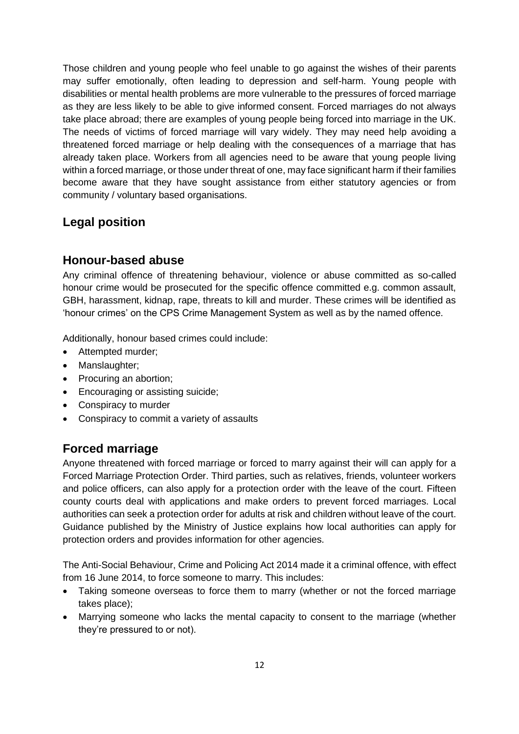Those children and young people who feel unable to go against the wishes of their parents may suffer emotionally, often leading to depression and self-harm. Young people with disabilities or mental health problems are more vulnerable to the pressures of forced marriage as they are less likely to be able to give informed consent. Forced marriages do not always take place abroad; there are examples of young people being forced into marriage in the UK. The needs of victims of forced marriage will vary widely. They may need help avoiding a threatened forced marriage or help dealing with the consequences of a marriage that has already taken place. Workers from all agencies need to be aware that young people living within a forced marriage, or those under threat of one, may face significant harm if their families become aware that they have sought assistance from either statutory agencies or from community / voluntary based organisations.

## Legal position

### Honour-based abuse

Any criminal offence of threatening behaviour, violence or abuse committed as so-called honour crime would be prosecuted for the specific offence committed e.g. common assault, GBH, harassment, kidnap, rape, threats to kill and murder. These crimes will be identified as 'honour crimes' on the CPS Crime Management System as well as by the named offence.

Additionally, honour based crimes could include:

- Attempted murder;
- Manslaughter;
- Procuring an abortion;
- Encouraging or assisting suicide;
- Conspiracy to murder
- Conspiracy to commit a variety of assaults

### Forced marriage

Anyone threatened with forced marriage or forced to marry against their will can apply for a Forced Marriage Protection Order. Third parties, such as relatives, friends, volunteer workers and police officers, can also apply for a protection order with the leave of the court. Fifteen county courts deal with applications and make orders to prevent forced marriages. Local authorities can seek a protection order for adults at risk and children without leave of the court. Guidance published by the Ministry of Justice explains how local authorities can apply for protection orders and provides information for other agencies.

The Anti-Social Behaviour, Crime and Policing Act 2014 made it a criminal offence, with effect from 16 June 2014, to force someone to marry. This includes:

- Taking someone overseas to force them to marry (whether or not the forced marriage takes place);
- Marrying someone who lacks the mental capacity to consent to the marriage (whether they're pressured to or not).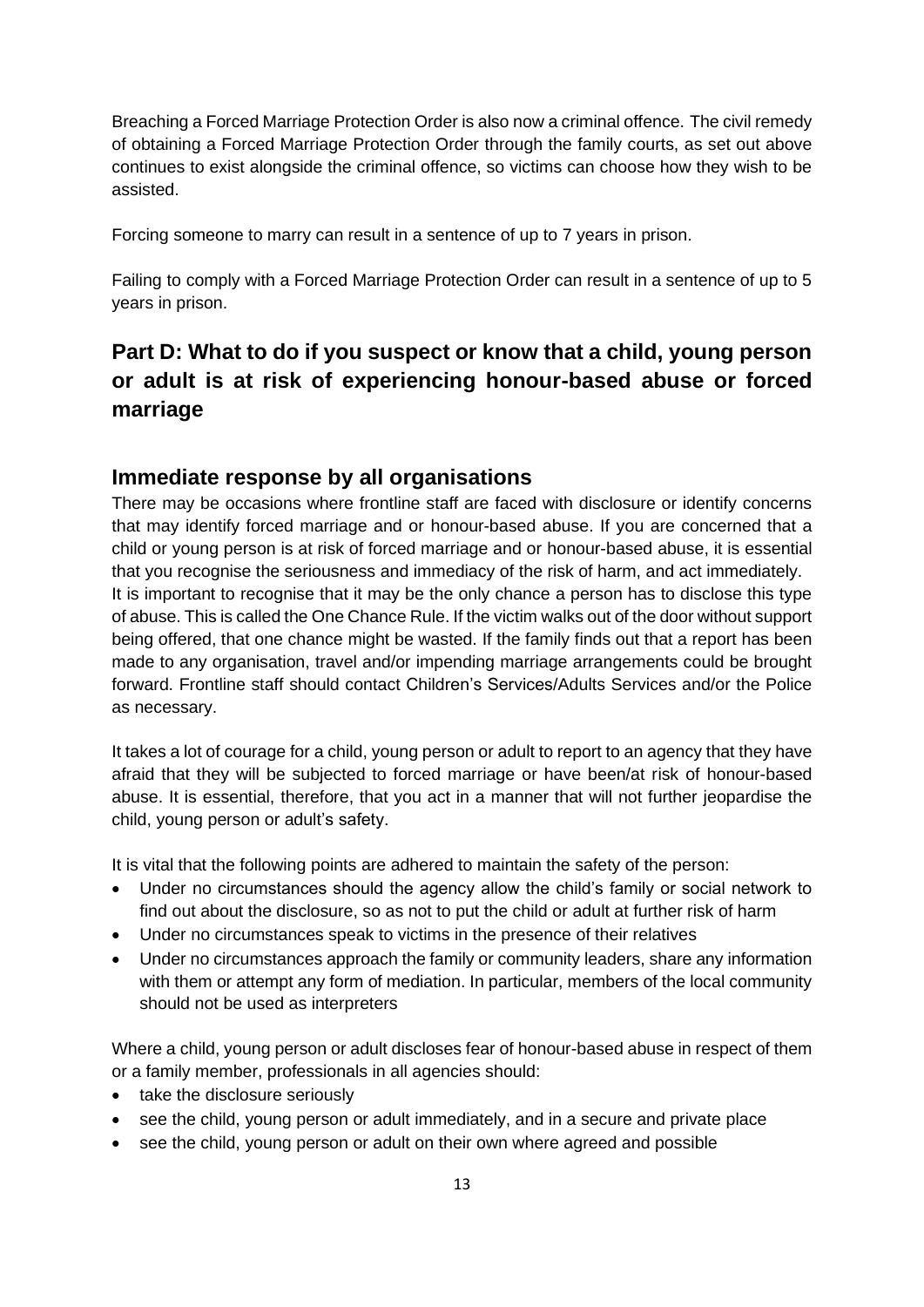Breaching a Forced Marriage Protection Order is also now a criminal offence. The civil remedy of obtaining a Forced Marriage Protection Order through the family courts, as set out above continues to exist alongside the criminal offence, so victims can choose how they wish to be assisted.

Forcing someone to marry can result in a sentence of up to 7 years in prison.

Failing to comply with a Forced Marriage Protection Order can result in a sentence of up to 5 years in prison.

# Part D: What to do if you suspect or know that a child, young person or adult is at risk of experiencing honour-based abuse or forced marriage

## Immediate response by all organisations

There may be occasions where frontline staff are faced with disclosure or identify concerns that may identify forced marriage and or honour-based abuse. If you are concerned that a child or young person is at risk of forced marriage and or honour-based abuse, it is essential that you recognise the seriousness and immediacy of the risk of harm, and act immediately.
It is important to recognise that it may be the only chance a person has to disclose this type of abuse. This is called the One Chance Rule. If the victim walks out of the door without support being offered, that one chance might be wasted. If the family finds out that a report has been made to any organisation, travel and/or impending marriage arrangements could be brought forward. Frontline staff should contact Children's Services/Adults Services and/or the Police as necessary.

It takes a lot of courage for a child, young person or adult to report to an agency that they have afraid that they will be subjected to forced marriage or have been/at risk of honour-based abuse. It is essential, therefore, that you act in a manner that will not further jeopardise the child, young person or adult's safety.

It is vital that the following points are adhered to maintain the safety of the person:

- Under no circumstances should the agency allow the child's family or social network to find out about the disclosure, so as not to put the child or adult at further risk of harm
- Under no circumstances speak to victims in the presence of their relatives
- Under no circumstances approach the family or community leaders, share any information with them or attempt any form of mediation. In particular, members of the local community should not be used as interpreters

Where a child, young person or adult discloses fear of honour-based abuse in respect of them or a family member, professionals in all agencies should:

- take the disclosure seriously
- see the child, young person or adult immediately, and in a secure and private place
- see the child, young person or adult on their own where agreed and possible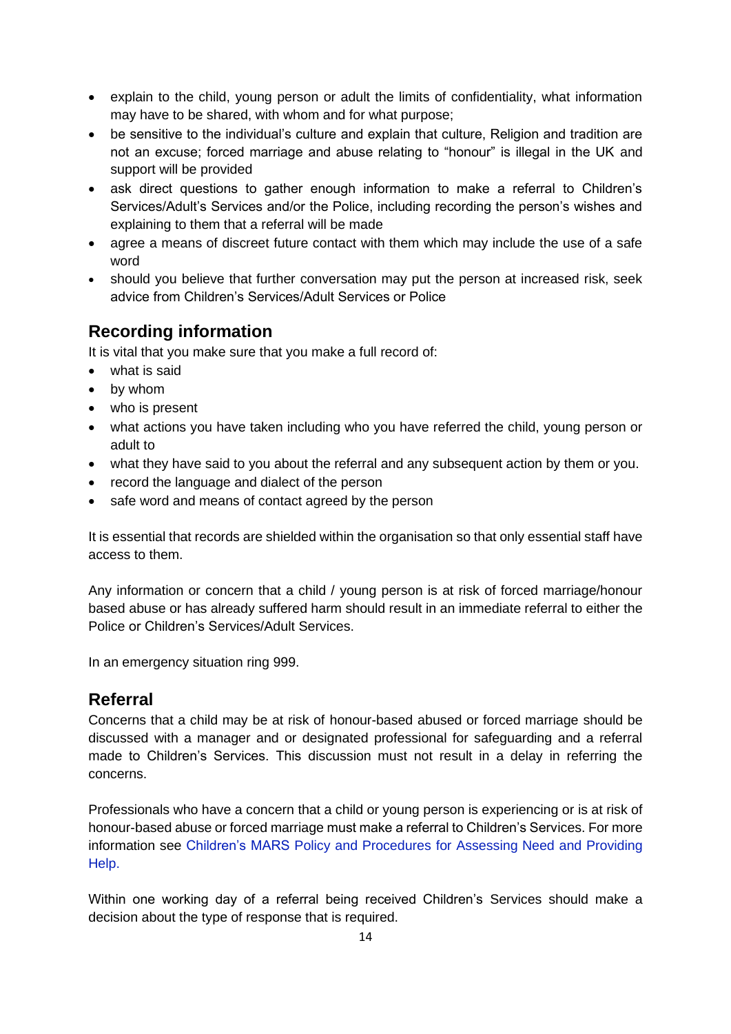- explain to the child, young person or adult the limits of confidentiality, what information may have to be shared, with whom and for what purpose;
- be sensitive to the individual's culture and explain that culture, Religion and tradition are not an excuse; forced marriage and abuse relating to "honour" is illegal in the UK and support will be provided
- ask direct questions to gather enough information to make a referral to Children's Services/Adult's Services and/or the Police, including recording the person's wishes and explaining to them that a referral will be made
- agree a means of discreet future contact with them which may include the use of a safe word
- should you believe that further conversation may put the person at increased risk, seek advice from Children's Services/Adult Services or Police

## Recording information

It is vital that you make sure that you make a full record of:

- what is said
- by whom
- who is present
- what actions you have taken including who you have referred the child, young person or adult to
- what they have said to you about the referral and any subsequent action by them or you.
- record the language and dialect of the person
- safe word and means of contact agreed by the person

It is essential that records are shielded within the organisation so that only essential staff have access to them.

Any information or concern that a child / young person is at risk of forced marriage/honour based abuse or has already suffered harm should result in an immediate referral to either the Police or Children's Services/Adult Services.

In an emergency situation ring 999.

## Referral

Concerns that a child may be at risk of honour-based abused or forced marriage should be discussed with a manager and or designated professional for safeguarding and a referral made to Children's Services. This discussion must not result in a delay in referring the concerns.

Professionals who have a concern that a child or young person is experiencing or is at risk of honour-based abuse or forced marriage must make a referral to Children's Services. For more information see Children's MARS Policy and Procedures for Assessing Need and Providing Help.

Within one working day of a referral being received Children's Services should make a decision about the type of response that is required.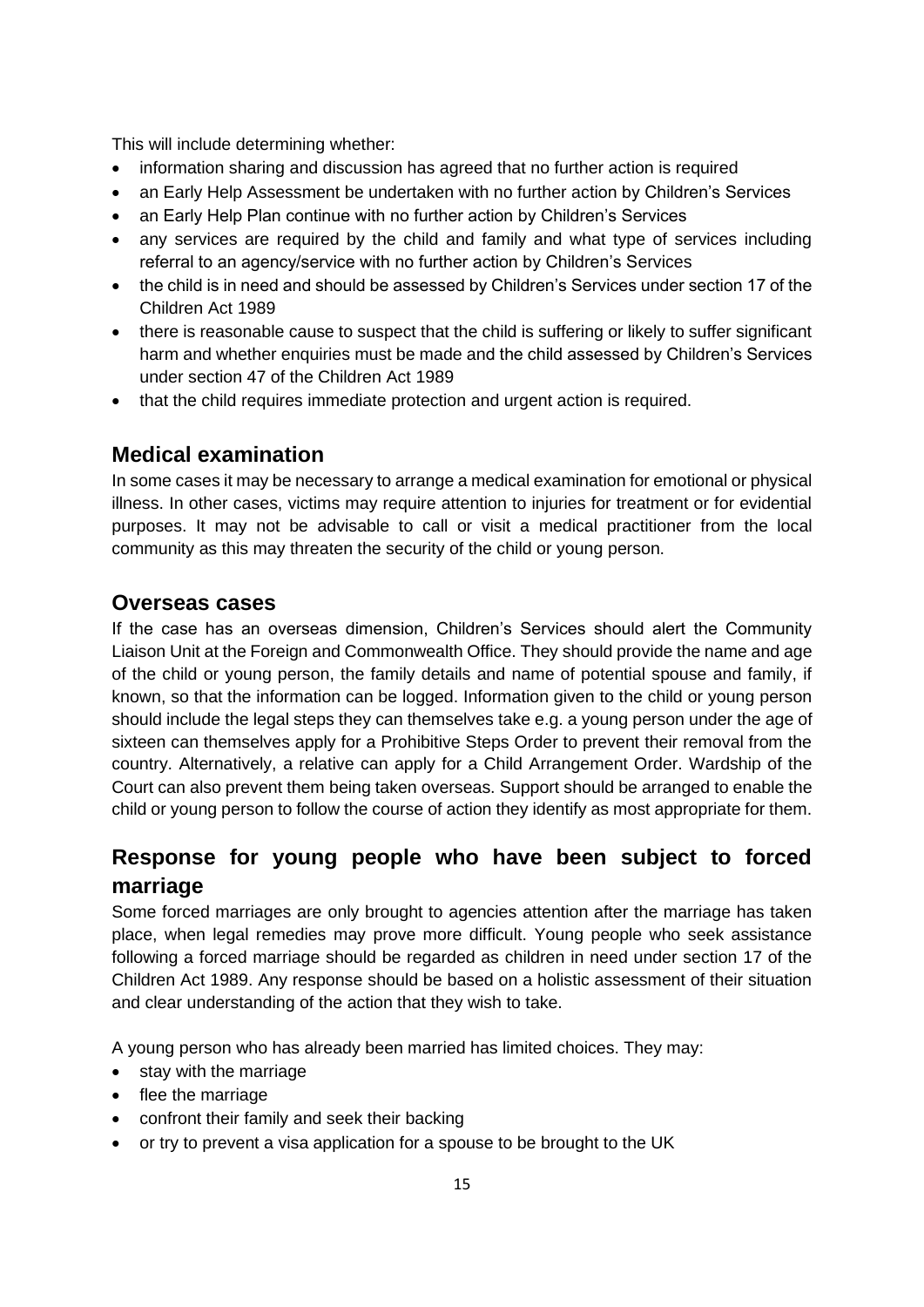This will include determining whether:

- information sharing and discussion has agreed that no further action is required
- an Early Help Assessment be undertaken with no further action by Children's Services
- an Early Help Plan continue with no further action by Children's Services
- any services are required by the child and family and what type of services including referral to an agency/service with no further action by Children's Services
- the child is in need and should be assessed by Children's Services under section 17 of the Children Act 1989
- there is reasonable cause to suspect that the child is suffering or likely to suffer significant harm and whether enquiries must be made and the child assessed by Children's Services under section 47 of the Children Act 1989
- that the child requires immediate protection and urgent action is required.

## Medical examination

In some cases it may be necessary to arrange a medical examination for emotional or physical illness. In other cases, victims may require attention to injuries for treatment or for evidential purposes. It may not be advisable to call or visit a medical practitioner from the local community as this may threaten the security of the child or young person.

## Overseas cases

If the case has an overseas dimension, Children's Services should alert the Community Liaison Unit at the Foreign and Commonwealth Office. They should provide the name and age of the child or young person, the family details and name of potential spouse and family, if known, so that the information can be logged. Information given to the child or young person should include the legal steps they can themselves take e.g. a young person under the age of sixteen can themselves apply for a Prohibitive Steps Order to prevent their removal from the country. Alternatively, a relative can apply for a Child Arrangement Order. Wardship of the Court can also prevent them being taken overseas. Support should be arranged to enable the child or young person to follow the course of action they identify as most appropriate for them.

## Response for young people who have been subject to forced marriage

Some forced marriages are only brought to agencies attention after the marriage has taken place, when legal remedies may prove more difficult. Young people who seek assistance following a forced marriage should be regarded as children in need under section 17 of the Children Act 1989. Any response should be based on a holistic assessment of their situation and clear understanding of the action that they wish to take.

A young person who has already been married has limited choices. They may:

- stay with the marriage
- flee the marriage
- confront their family and seek their backing
- or try to prevent a visa application for a spouse to be brought to the UK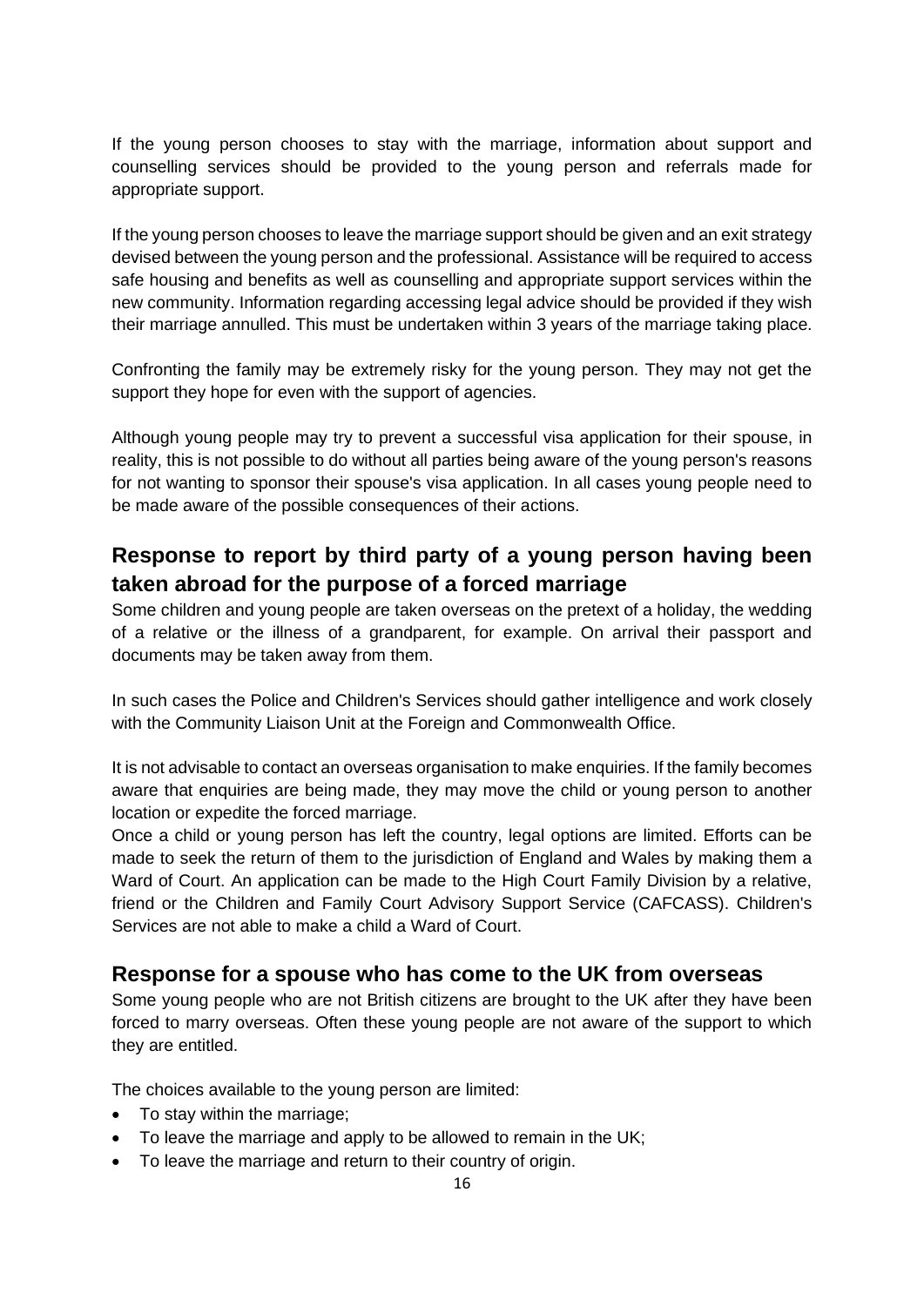If the young person chooses to stay with the marriage, information about support and counselling services should be provided to the young person and referrals made for appropriate support.

If the young person chooses to leave the marriage support should be given and an exit strategy devised between the young person and the professional. Assistance will be required to access safe housing and benefits as well as counselling and appropriate support services within the new community. Information regarding accessing legal advice should be provided if they wish their marriage annulled. This must be undertaken within 3 years of the marriage taking place.

Confronting the family may be extremely risky for the young person. They may not get the support they hope for even with the support of agencies.

Although young people may try to prevent a successful visa application for their spouse, in reality, this is not possible to do without all parties being aware of the young person's reasons for not wanting to sponsor their spouse's visa application. In all cases young people need to be made aware of the possible consequences of their actions.

## Response to report by third party of a young person having been taken abroad for the purpose of a forced marriage

Some children and young people are taken overseas on the pretext of a holiday, the wedding of a relative or the illness of a grandparent, for example. On arrival their passport and documents may be taken away from them.

In such cases the Police and Children's Services should gather intelligence and work closely with the Community Liaison Unit at the Foreign and Commonwealth Office.

It is not advisable to contact an overseas organisation to make enquiries. If the family becomes aware that enquiries are being made, they may move the child or young person to another location or expedite the forced marriage.

Once a child or young person has left the country, legal options are limited. Efforts can be made to seek the return of them to the jurisdiction of England and Wales by making them a Ward of Court. An application can be made to the High Court Family Division by a relative, friend or the Children and Family Court Advisory Support Service (CAFCASS). Children's Services are not able to make a child a Ward of Court.

## Response for a spouse who has come to the UK from overseas

Some young people who are not British citizens are brought to the UK after they have been forced to marry overseas. Often these young people are not aware of the support to which they are entitled.

The choices available to the young person are limited:

- To stay within the marriage;
- To leave the marriage and apply to be allowed to remain in the UK;
- To leave the marriage and return to their country of origin.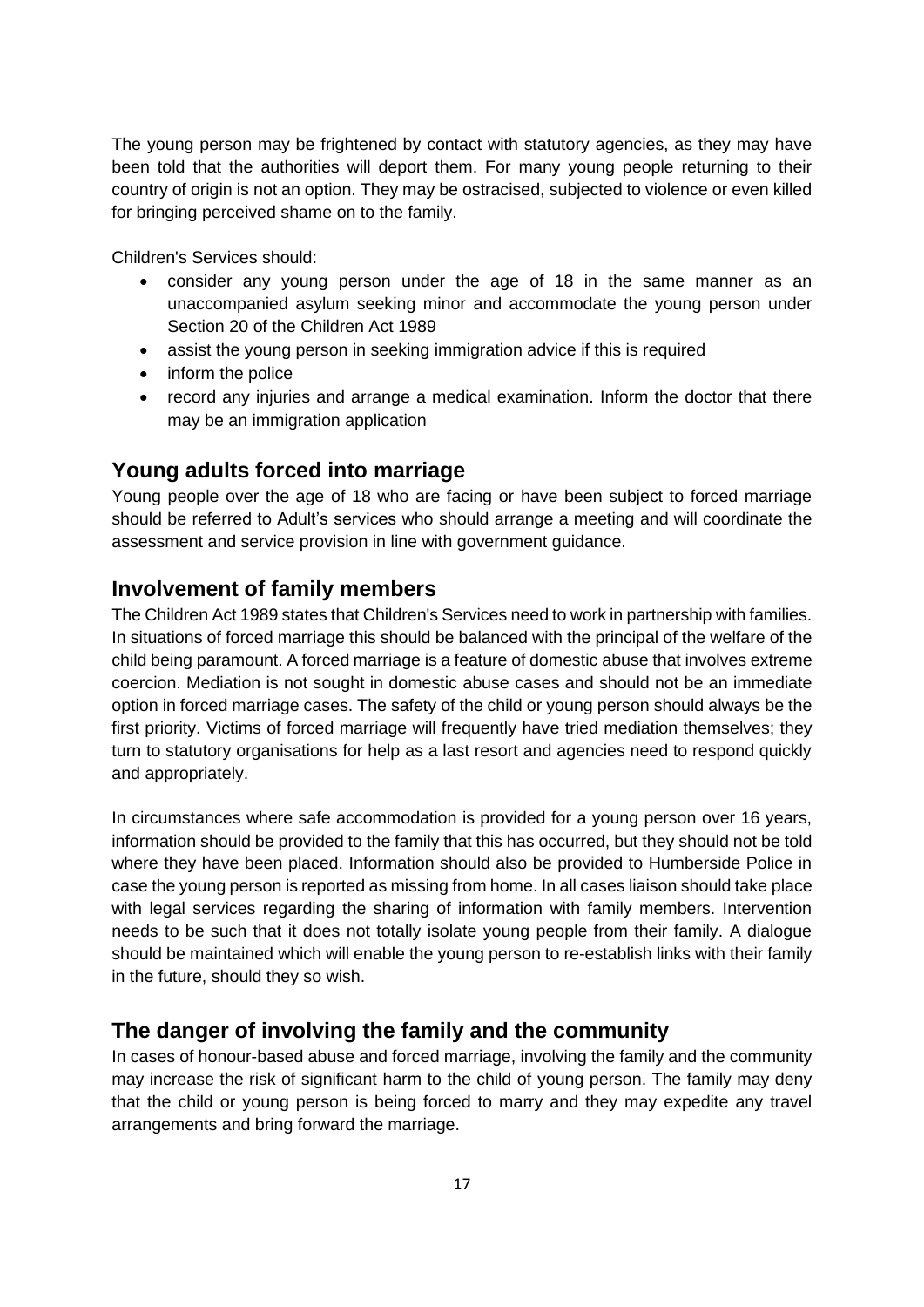The young person may be frightened by contact with statutory agencies, as they may have been told that the authorities will deport them. For many young people returning to their country of origin is not an option. They may be ostracised, subjected to violence or even killed for bringing perceived shame on to the family.

Children's Services should:

- consider any young person under the age of 18 in the same manner as an unaccompanied asylum seeking minor and accommodate the young person under Section 20 of the Children Act 1989
- assist the young person in seeking immigration advice if this is required
- inform the police
- record any injuries and arrange a medical examination. Inform the doctor that there may be an immigration application

## Young adults forced into marriage

Young people over the age of 18 who are facing or have been subject to forced marriage should be referred to Adult's services who should arrange a meeting and will coordinate the assessment and service provision in line with government guidance.

## Involvement of family members

The Children Act 1989 states that Children's Services need to work in partnership with families. In situations of forced marriage this should be balanced with the principal of the welfare of the child being paramount. A forced marriage is a feature of domestic abuse that involves extreme coercion. Mediation is not sought in domestic abuse cases and should not be an immediate option in forced marriage cases. The safety of the child or young person should always be the first priority. Victims of forced marriage will frequently have tried mediation themselves; they turn to statutory organisations for help as a last resort and agencies need to respond quickly and appropriately.

In circumstances where safe accommodation is provided for a young person over 16 years, information should be provided to the family that this has occurred, but they should not be told where they have been placed. Information should also be provided to Humberside Police in case the young person is reported as missing from home. In all cases liaison should take place with legal services regarding the sharing of information with family members. Intervention needs to be such that it does not totally isolate young people from their family. A dialogue should be maintained which will enable the young person to re-establish links with their family in the future, should they so wish.

## The danger of involving the family and the community

In cases of honour-based abuse and forced marriage, involving the family and the community may increase the risk of significant harm to the child of young person. The family may deny that the child or young person is being forced to marry and they may expedite any travel arrangements and bring forward the marriage.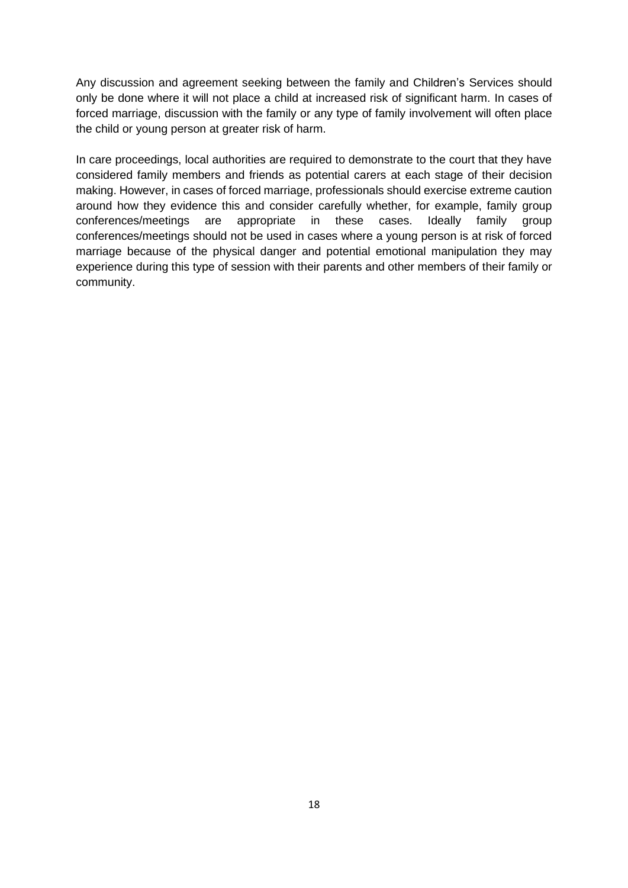Any discussion and agreement seeking between the family and Children's Services should only be done where it will not place a child at increased risk of significant harm. In cases of forced marriage, discussion with the family or any type of family involvement will often place the child or young person at greater risk of harm.

In care proceedings, local authorities are required to demonstrate to the court that they have considered family members and friends as potential carers at each stage of their decision making. However, in cases of forced marriage, professionals should exercise extreme caution around how they evidence this and consider carefully whether, for example, family group conferences/meetings are appropriate in these cases. Ideally family group conferences/meetings should not be used in cases where a young person is at risk of forced marriage because of the physical danger and potential emotional manipulation they may experience during this type of session with their parents and other members of their family or community.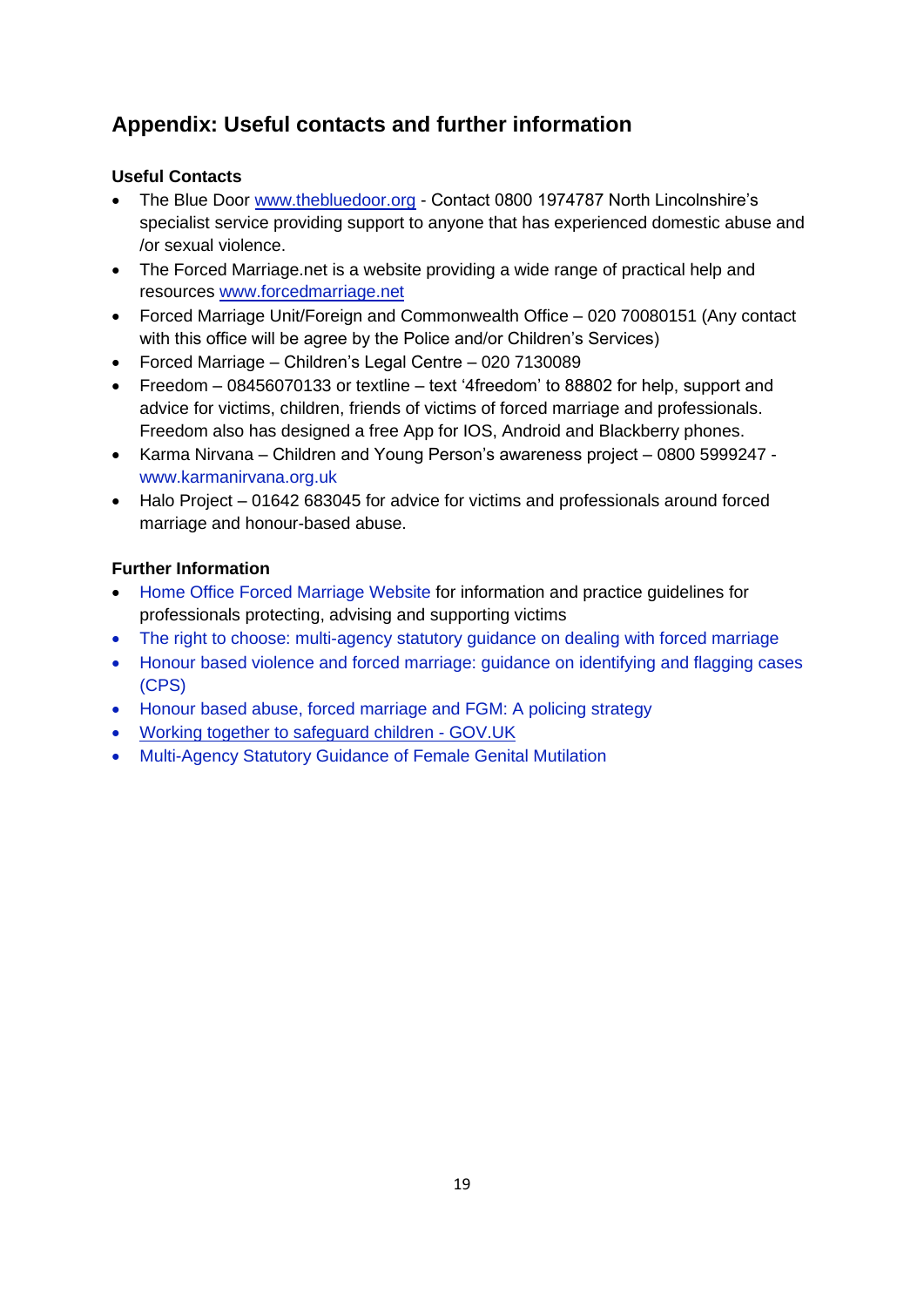## Appendix: Useful contacts and further information

**Useful Contacts**

- The Blue Door [www.thebluedoor.org](http://www.thebluedoor.org) - Contact 0800 1974787 North Lincolnshire's specialist service providing support to anyone that has experienced domestic abuse and /or sexual violence.
- The Forced Marriage.net is a website providing a wide range of practical help and resources [www.forcedmarriage.net](http://www.forcedmarriage.net)
- Forced Marriage Unit/Foreign and Commonwealth Office – 020 70080151 (Any contact with this office will be agree by the Police and/or Children's Services)
- Forced Marriage – Children's Legal Centre – 020 7130089
- Freedom – 08456070133 or textline – text '4freedom' to 88802 for help, support and advice for victims, children, friends of victims of forced marriage and professionals. Freedom also has designed a free App for IOS, Android and Blackberry phones.
- Karma Nirvana – Children and Young Person's awareness project – 0800 5999247 - www.karmanirvana.org.uk
- Halo Project – 01642 683045 for advice for victims and professionals around forced marriage and honour-based abuse.

**Further Information**

- Home Office Forced Marriage Website for information and practice guidelines for professionals protecting, advising and supporting victims
- The right to choose: multi-agency statutory guidance on dealing with forced marriage
- Honour based violence and forced marriage: guidance on identifying and flagging cases (CPS)
- Honour based abuse, forced marriage and FGM: A policing strategy
- Working together to safeguard children - GOV.UK
- Multi-Agency Statutory Guidance of Female Genital Mutilation